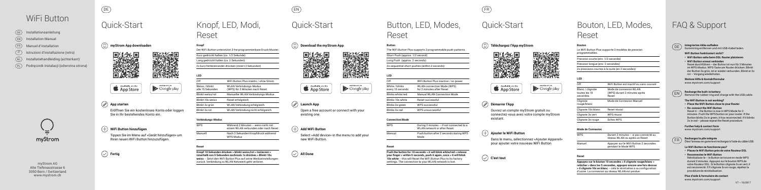# WiFi Button

- DE Installationsanleitung
- EN Installation Manual
- FR Manuel d'installation
- IT Istruzioni d'installazione (retro)
- NL Installatiehandleiding (achterkant)
- PL Podręcznik instalacji (odwrotna strona)

myStrom

myStrom AG
Alte Tiefenaustrasse 6
3050 Bern / Switzerland
www.mystrom.ch

DE

## Quick-Start

### myStrom App downloaden

Available on the App Store

Google play

### App starten

Eröffnen Sie ein kostenloses Konto oder loggen Sie in Ihr bestehendes Konto ein.

### WiFi Button hinzufügen

Tippen Sie im Menu auf «Gerät hinzufügen» um Ihren neuen WiFi Button hinzuzufügen.

### Fertig

## Knopf, LED, Modi, Reset

### Knopf

Der WiFi Button unterstützt 3 frei programmierbare Druck-Muster.

| |
|---|
| Kurz gedrückt halten (ca. 1/2 Sekunde) |
| Lang gedrückt halten (ca. 2 Sekunden) |
| 2x kurz hintereinander drücken (innert 2 Sekunden) |

### LED

| | |
|---|---|
| Off | WiFi Button Plus inaktiv / ohne Strom |
| Weiss / blinkt alle 15 Sekunden | WLAN Verbindungs-Modus (WPS) für 2 Minuten nach Reset |
| Blinkt weiss/rot | Manueller WLAN Verbindungs-Modus |
| Blinkt 10x weiss | Reset erfolgreich |
| Blinkt 3x grün | WLAN Verbindung erfolgreich |
| Blinkt 3x rot | WLAN Verbindung nicht erfolgreich |

### Verbindungs-Modus

| | |
|---|---|
| WPS | Während 2 Minuten – wenn nicht mit einem WLAN verbunden oder nach Reset |
| Manuell | Nach 2 Sekunden Knopfdruck während WPS Modus |

### Reset

**Knopf 10 Sekunden drücken > blinkt weiss/rot > loslassen > innerhalb von 5 Sekunden nochmals 1x drücken > Blinkt 10x weiss** – Setzt den WiFi Button Plus auf seine Werkseinstellungen zurück. Verbindung zu WLAN Netzwerk geht verloren.

EN

## Quick-Start

### Download the myStrom App

Available on the App Store

Google play

### Launch App

Open a free account or connect with your existing one.

### Add WiFi Button

Select «Add device» in the menu to add your new WiFi Button.

### All Done

## Button, LED, Modes, Reset

### Button

The WiFi Button Plus supports 3 programmable push-patterns.

| |
|---|
| Short Push (approx. 1/2 second) |
| Long Push (approx. 2 seconds) |
| 2x sequential short pushes (within 2 seconds) |

### LED

| | |
|---|---|
| Off | WiFi Button Plus inactive / no power |
| White / blinks every 15 seconds | WLAN connection Mode (WPS) for 2 minutes after Reset |
| Blinks white/red | Manual WLAN Connection Mode |
| Blinks 10x white | Reset successful |
| Blinks 3x green | WPS successful |
| Blinks 3x red | WPS unsuccessful |

### Connection Mode

| | |
|---|---|
| WPS | During 2 minutes – if not connected to a WLAN network or after Reset |
| Manual | Push button after 2 seconds during WPS Mode |

### Reset

**Push the button for 10 seconds > it will blink white/red > release your finger > within 5 seconds, push it again, once > it will blink 10x white** – this will Reset the WiFi Button Plus to its factory settings. The connection to your WLAN network is lost.

FR

## Quick-Start

### Téléchargez l'App myStrom

Available on the App Store

Google play

### Démarrer l'App

Ouvrez un compte myStrom gratuit ou connectez-vous avec votre compte myStrom existant.

### Ajouter le WiFi Button

Dans le menu, sélectionnez «Ajouter Appareil» pour ajouter votre nouveau WiFi Button.

### C'est tout

## Bouton, LED, Modes, Reset

### Bouton

Le WiFi Button Plus supporte 3 modèles de pression programmables.

| |
|---|
| Pression courte (env. 1/2 seconde) |
| Pression longue (env. 2 secondes) |
| 2x pressions courtes à la suite (en 2 secondes) |

### LED

| | |
|---|---|
| Off | WiFi Button est inactif ou sans courant |
| Blanc / clignote toutes les 15 secondes | Mode de connexion WLAN (WPS) durant 2 minutes après Reset |
| Clignote rouge/blanc | Mode de Connexion Manuel |
| Clignote 10x blanc | Reset réussi |
| Clignote 3x vert | WPS réussi |
| Clignote 3x rouge | Echec WPS |

### Mode de Connexion

| | |
|---|---|
| WPS | Durant 2 minutes – si pas connecté au réseau WLAN ou après un Reset |
| Manuel | Appuyer sur le WiFi Button 2 secondes pendant le Mode WPS |

### Reset

**Appuyez sur le bouton 10 secondes > il clignote rouge/blanc > relâcher > dans les 5 secondes, appuyez encore une fois dessus > il clignote 10x en blanc** – cela le réinitialise à sa configuration d'usine. La connexion au réseau WLAN est perdue.

## FAQ & Support

DE

**Integrierten Akku aufladen**
Gummiring entfernen und mit USB-Kabel laden.

**WiFi Button funktioniert nicht?**

- **WiFi Button nahe beim DSL Router platzieren**
- **WiFi Button erneut verbinden**
  Reset durchführen – der Button ist nun für 2 Minuten im WPS-Modus. WPS-Taste am Router drücken. Blinkt der Button 3x grün, ist er wieder verbunden. Blinkt er 3x rot – Vorgang wiederholen.

**Weitere Hilfe & Kontaktformular**
www.mystrom.com/support

EN

**Recharge the built-in battery**
Remove the rubber ring and charge with the USB cable.

**The WiFi Button is not working?**

- **Place the WiFi Button close to your Router**
- **Re-connect the WiFi Button**
  Reset it – the button is now in WPS Mode for 2 minutes. Push the WPS button on your router. If the Button blinks 3x in green, it has reconnected. If it blinks 3x in red – please repeat the Reset procedure.

**Further help & contact form**
www.mystrom.com/support

FR

**Rechargez la pile intégrée**
Ôtez l'anneau en gomme et rechargez à l'aide du câble USB.

**Le WiFi Button ne fonctionne pas?**

- **Placez le WiFi Button près de votre Routeur DSL**
- **Reconnectez le WiFi Button**
  Réinitialisez-le – le Button se trouve en mode WPS durant 2 minutes. Appuyez sur le bouton WPS de votre Routeur DSL. Si le Button clignote 3x en vert, il est reconnecté. S'il clignote 3x en rouge, répétez la procédure de réinitialisation.

**Plus d'aide & formulaire de contact**
www.mystrom.com/support

V1 – 10/2017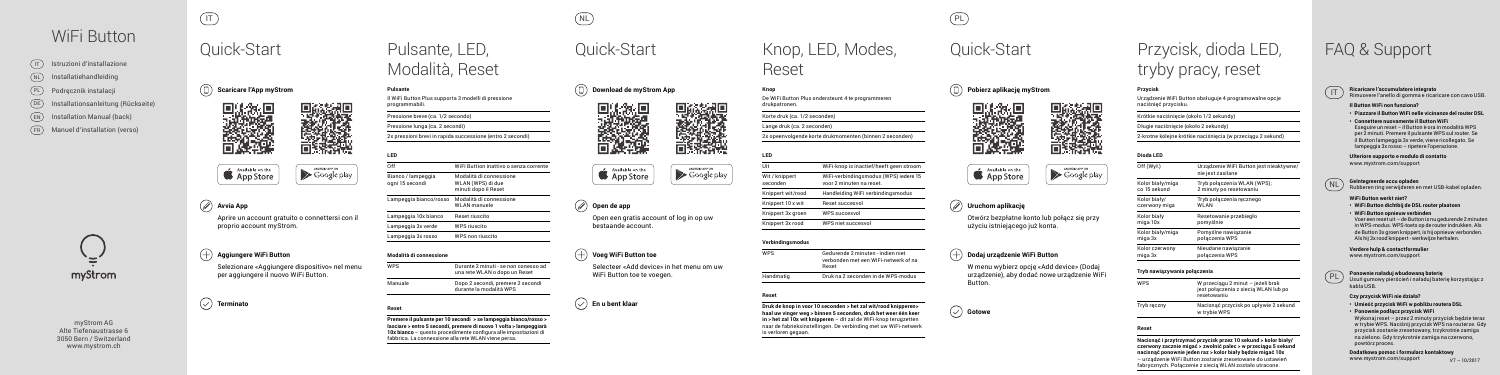# WiFi Button

- (IT) Istruzioni d'installazione
- (NL) Installatiehandleiding
- (PL) Podręcznik instalacji
- (DE) Installationsanleitung (Rückseite)
- (EN) Installation Manual (back)
- (FR) Manuel d'installation (verso)

myStrom

myStrom AG
Alte Tiefenaustrasse 6
3050 Bern / Switzerland
www.mystrom.ch

# (IT) Quick-Start

## Scaricare l'app myStrom

Available on the App Store — Google play

## Avvia App

Aprire un account gratuito o connettersi con il proprio account myStrom.

## Aggiungere WiFi Button

Selezionare «Aggiungere dispositivo» nel menu per aggiungere il nuovo WiFi Button.

## Terminato

# Pulsante, LED, Modalità, Reset

### Pulsante

Il WiFi Button Plus supporta 3 modelli di pressione programmabili.

| |
|---|
| Pressione breve (ca. 1/2 secondo) |
| Pressione lunga (ca. 2 secondi) |
| 2x pressioni brevi in rapida successione (entro 2 secondi) |

### LED

| | |
|---|---|
| Off | WiFi Button inattivo o senza corrente |
| Bianco / lampeggia ogni 15 secondi | Modalità di connessione WLAN (WPS) di due minuti dopo il Reset |
| Lampeggia bianco/rosso | Modalità di connessione WLAN manuale |
| Lampeggia 10x bianco | Reset riuscito |
| Lampeggia 3x verde | WPS riuscito |
| Lampeggia 3x rosso | WPS non riuscito |

### Modalità di connessione

| | |
|---|---|
| WPS | Durante 2 minuti - se non connesso ad una rete WLAN o dopo un Reset |
| Manuale | Dopo 2 secondi, premere 2 secondi durante la modalità WPS |

### Reset

**Premere il pulsante per 10 secondi > se lampeggia bianco/rosso > lasciare > entro 5 secondi, premere di nuovo 1 volta > lampeggiarà 10x bianco** – questo procedimento configura alle impostazioni di fabbrica. La connessione alla rete WLAN viene persa.

# (NL) Quick-Start

## Download de myStrom App

Available on the App Store — Google play

## Open de app

Open een gratis account of log in op uw bestaande account.

## Voeg WiFi Button toe

Selecteer «Add device» in het menu om uw WiFi Button toe te voegen.

## En u bent klaar

# Knop, LED, Modes, Reset

### Knop

De WiFi Button Plus ondersteunt 4 te programmeren drukpatronen.

| |
|---|
| Korte druk (ca. 1/2 seconden) |
| Lange druk (ca. 2 seconden) |
| 2x opeenvolgende korte drukmomenten (binnen 2 seconden) |

### LED

| | |
|---|---|
| Uit | WiFi-knop is inactief/heeft geen stroom |
| Wit / knippert seconden | WiFi-verbindingsmodus (WPS) iedere 15 voor 2 minuten na reset |
| Knippert wit/rood | Handleiding WiFi verbindingsmodus |
| Knippert 10 x wit | Reset succesvol |
| Knippert 3x groen | WPS succesvol |
| Knippert 3x rood | WPS niet succesvol |

### Verbindingsmodus

| | |
|---|---|
| WPS | Gedurende 2 minuten - indien niet verbonden met een WiFi-netwerk of na Reset |
| Handmatig | Druk na 2 seconden in de WPS-modus |

### Reset

**Druk de knop in voor 10 seconden > het zal wit/rood knipperen> haal uw vinger weg > binnen 5 seconden, druk het weer één keer in > het zal 10x wit knipperen** – dit zal de WiFi-knop terugzetten naar de fabrieksinstellingen. De verbinding met uw WiFi-netwerk is verloren gegaan.

# (PL) Quick-Start

## Pobierz aplikację myStrom

Available on the App Store — Google play

## Uruchom aplikację

Otwórz bezpłatne konto lub połącz się przy użyciu istniejącego już konta.

## Dodaj urządzenie WiFi Button

W menu wybierz opcję «Add device» (Dodaj urządzenie), aby dodać nowe urządzenie WiFi Button.

## Gotowe

# Przycisk, dioda LED, tryby pracy, reset

### Przycisk

Urządzenie WiFi Button obsługuje 4 programowalne opcje naciśnięć przycisku.

| |
|---|
| Krótkie naciśnięcie (około 1/2 sekundy) |
| Długie naciśnięcie (około 2 sekundy) |
| 2-krotne kolejne krótkie naciśnięcia (w przeciągu 2 sekund) |

### Dioda LED

| | |
|---|---|
| Off (Wył.) | Urządzenie WiFi Button jest nieaktywne/ nie jest zasilane |
| Kolor biały/miga co 15 sekund | Tryb połączenia WLAN (WPS); 2 minuty po resetowaniu |
| Kolor biały/ czerwony miga | Tryb połączenia ręcznego WLAN |
| Kolor biały miga 10x | Resetowanie przebiegło pomyślnie |
| Kolor biały miga 3x | Pomyślne nawiązanie połączenia WPS |
| Kolor czerwony miga 3x | Nieudane nawiązanie połączenia WPS |

### Tryb nawiązywania połączenia

| | |
|---|---|
| WPS | W przeciągu 2 minut – jeżeli brak jest połączenia z siecią WLAN lub po resetowaniu |
| Tryb ręczny | Naciśnąć przycisk po upływie 2 sekund w trybie WPS |

### Reset

**Naciskać i przytrzymać przycisk przez 10 sekund > kolor biały/ czerwony zacznie migać > zwolnić palec > w przeciągu 5 sekund nacisnąć ponownie jeden raz > kolor biały będzie migać 10x** – urządzenie WiFi Button zostanie zresetowane do ustawień fabrycznych. Połączenie z siecią WLAN zostało utracone.

# FAQ & Support

### (IT)

**Ricaricare l'accumulatore integrato**
Rimuovere l'anello di gomma e ricaricare con cavo USB.

**Il Button WiFi non funziona?**

- **Piazzare il Button WiFi nelle vicinanze del router DSL**
- **Connettere nuovamente il Button WiFi**
Eseguire un reset – il Button è ora in modalità WPS per 2 minuti. Premere il pulsante WPS sul router. Se il Button lampeggia 3x verde, viene ricollegato. Se lampeggia 3x rosso – ripetere l'operazione.

**Ulteriore supporto e modulo di contatto**
www.mystrom.com/support

### (NL)

**Geïntegreerde accu opladen**
Rubberen ring verwijderen en met USB-kabel opladen.

**WiFi Button werkt niet?**

- **WiFi Button dichtbij de DSL router plaatsen**
- **WiFi Button opnieuw verbinden**
Voer een reset uit – de Button is nu gedurende 2 minuten in WPS-modus. WPS-toets op de router indrukken. Als de Button 3x groen knippert, is hij opnieuw verbonden. Als hij 3x rood knippert - werkwijze herhalen.

**Verdere hulp & contactformulier**
www.mystrom.com/support

### (PL)

**Ponownie naładuj wbudowaną baterię**
Usuń gumowy pierścień i naładuj baterię korzystając z kabla USB.

**Czy przycisk WiFi nie działa?**

- **Umieść przycisk WiFi w pobliżu routera DSL**
- **Ponownie podłącz przycisk WiFi**
Wykonaj reset – przez 2 minuty przycisk będzie teraz w trybie WPS. Naciśnij przycisk WPS na routerze. Gdy przycisk zostanie zresetowany, trzykrotnie zamiga na zielono. Gdy trzykrotnie zamiga na czerwono, powtórz proces.

**Dodatkowa pomoc i formularz kontaktowy**
www.mystrom.com/support

V7 – 10/2017